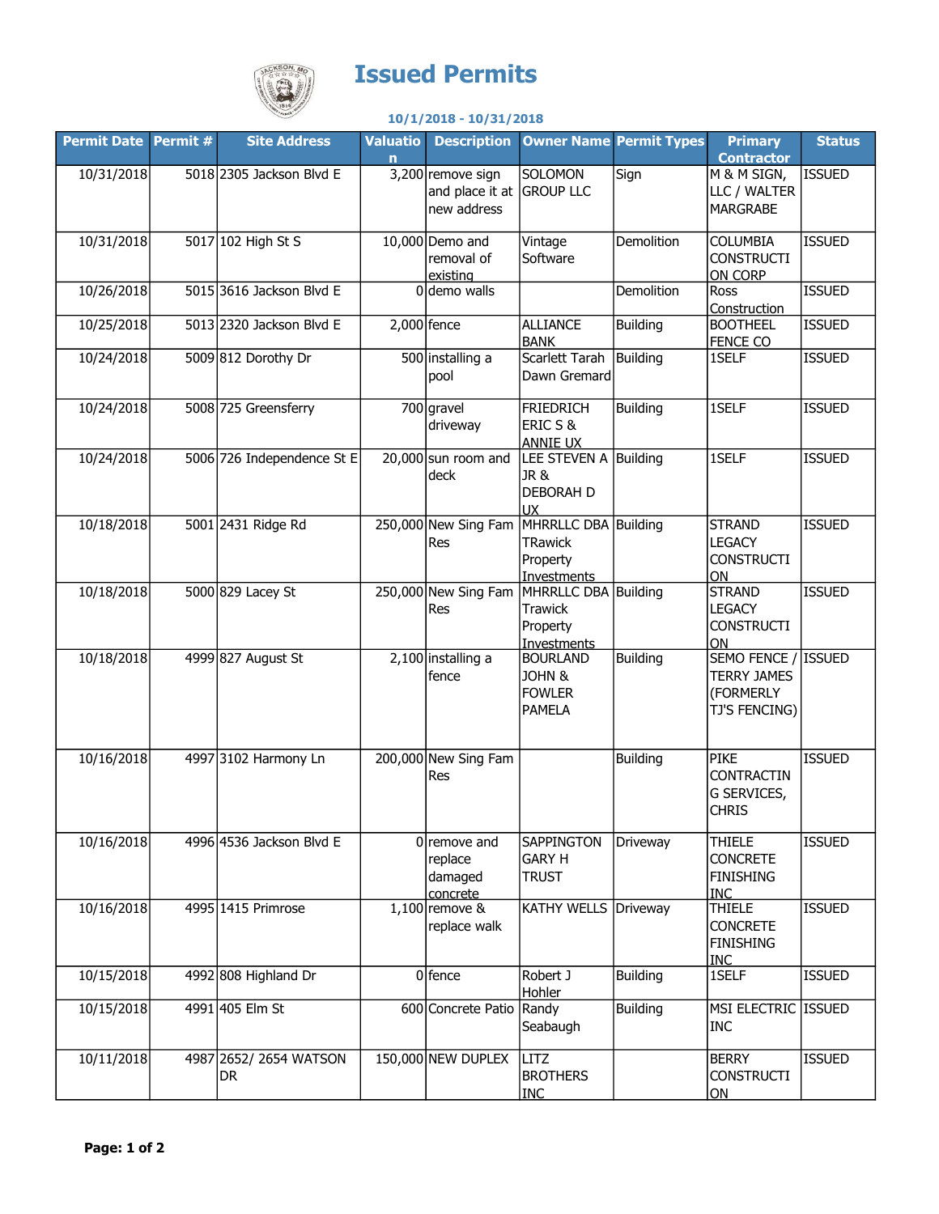# Issued Permits

**10/1/2018 - 10/31/2018**

| Permit Date | Permit # | Site Address | Valuation | Description | Owner Name | Permit Types | Primary Contractor | Status |
|---|---|---|---|---|---|---|---|---|
| 10/31/2018 | 5018 | 2305 Jackson Blvd E | 3,200 | remove sign and place it at new address | SOLOMON GROUP LLC | Sign | M & M SIGN, LLC / WALTER MARGRABE | ISSUED |
| 10/31/2018 | 5017 | 102 High St S | 10,000 | Demo and removal of existing | Vintage Software | Demolition | COLUMBIA CONSTRUCTION CORP | ISSUED |
| 10/26/2018 | 5015 | 3616 Jackson Blvd E | 0 | demo walls | | Demolition | Ross Construction | ISSUED |
| 10/25/2018 | 5013 | 2320 Jackson Blvd E | 2,000 | fence | ALLIANCE BANK | Building | BOOTHEEL FENCE CO | ISSUED |
| 10/24/2018 | 5009 | 812 Dorothy Dr | 500 | installing a pool | Scarlett Tarah Dawn Gremard | Building | 1SELF | ISSUED |
| 10/24/2018 | 5008 | 725 Greensferry | 700 | gravel driveway | FRIEDRICH ERIC S & ANNIE UX | Building | 1SELF | ISSUED |
| 10/24/2018 | 5006 | 726 Independence St E | 20,000 | sun room and deck | LEE STEVEN A JR & DEBORAH D UX | Building | 1SELF | ISSUED |
| 10/18/2018 | 5001 | 2431 Ridge Rd | 250,000 | New Sing Fam Res | MHRRLLC DBA TRawick Property Investments | Building | STRAND LEGACY CONSTRUCTION | ISSUED |
| 10/18/2018 | 5000 | 829 Lacey St | 250,000 | New Sing Fam Res | MHRRLLC DBA Trawick Property Investments | Building | STRAND LEGACY CONSTRUCTION | ISSUED |
| 10/18/2018 | 4999 | 827 August St | 2,100 | installing a fence | BOURLAND JOHN & FOWLER PAMELA | Building | SEMO FENCE / TERRY JAMES (FORMERLY TJ'S FENCING) | ISSUED |
| 10/16/2018 | 4997 | 3102 Harmony Ln | 200,000 | New Sing Fam Res | | Building | PIKE CONTRACTING SERVICES, CHRIS | ISSUED |
| 10/16/2018 | 4996 | 4536 Jackson Blvd E | 0 | remove and replace damaged concrete | SAPPINGTON GARY H TRUST | Driveway | THIELE CONCRETE FINISHING INC | ISSUED |
| 10/16/2018 | 4995 | 1415 Primrose | 1,100 | remove & replace walk | KATHY WELLS | Driveway | THIELE CONCRETE FINISHING INC | ISSUED |
| 10/15/2018 | 4992 | 808 Highland Dr | 0 | fence | Robert J Hohler | Building | 1SELF | ISSUED |
| 10/15/2018 | 4991 | 405 Elm St | 600 | Concrete Patio | Randy Seabaugh | Building | MSI ELECTRIC INC | ISSUED |
| 10/11/2018 | 4987 | 2652/ 2654 WATSON DR | 150,000 | NEW DUPLEX | LITZ BROTHERS INC | | BERRY CONSTRUCTION | ISSUED |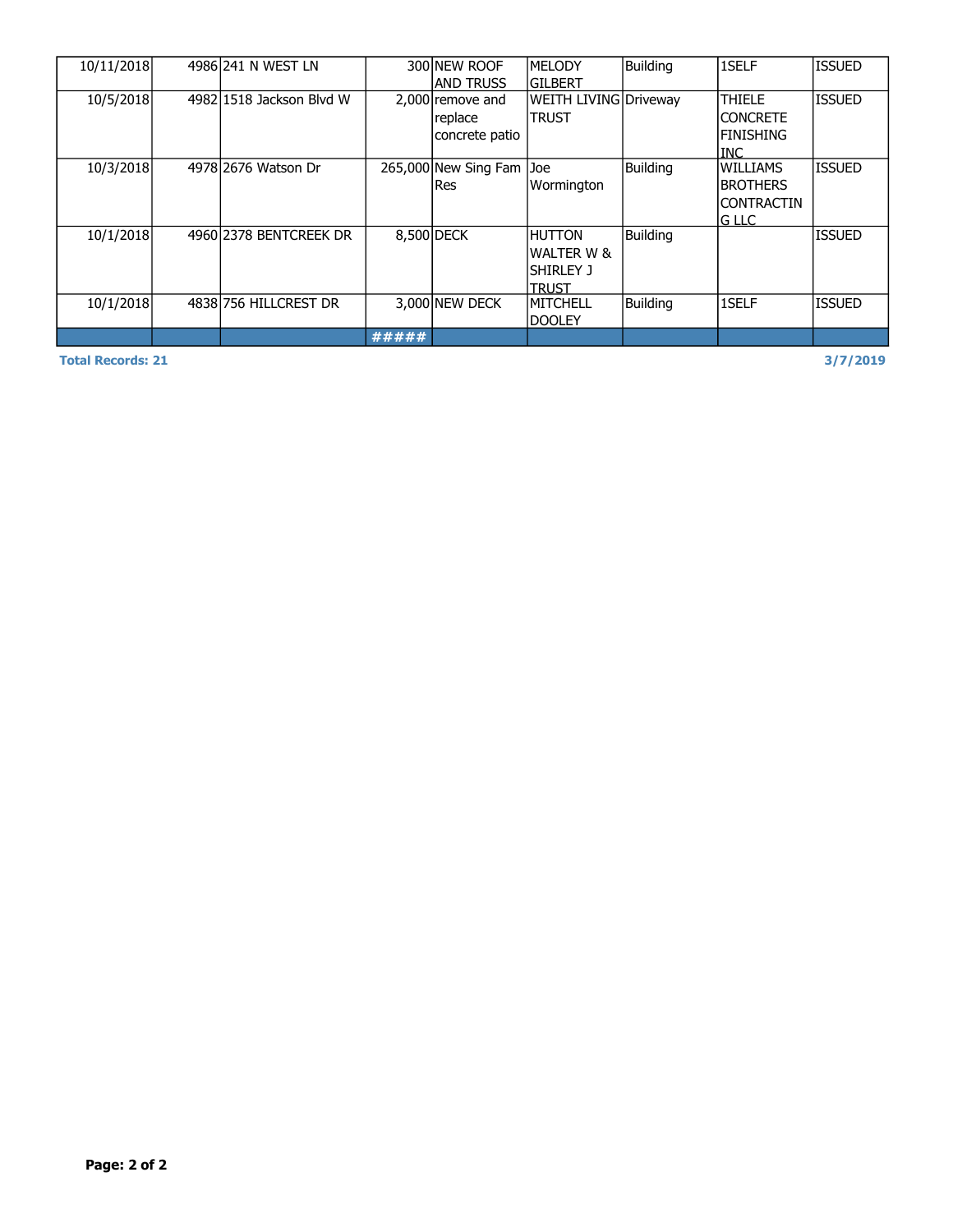| | | | | | | | | |
|---|---|---|---|---|---|---|---|---|
| 10/11/2018 | 4986 | 241 N WEST LN | 300 | NEW ROOF AND TRUSS | MELODY GILBERT | Building | 1SELF | ISSUED |
| 10/5/2018 | 4982 | 1518 Jackson Blvd W | 2,000 | remove and replace concrete patio | WEITH LIVING TRUST | Driveway | THIELE CONCRETE FINISHING INC | ISSUED |
| 10/3/2018 | 4978 | 2676 Watson Dr | 265,000 | New Sing Fam Res | Joe Wormington | Building | WILLIAMS BROTHERS CONTRACTING LLC | ISSUED |
| 10/1/2018 | 4960 | 2378 BENTCREEK DR | 8,500 | DECK | HUTTON WALTER W & SHIRLEY J TRUST | Building | | ISSUED |
| 10/1/2018 | 4838 | 756 HILLCREST DR | 3,000 | NEW DECK | MITCHELL DOOLEY | Building | 1SELF | ISSUED |
| | | | ##### | | | | | |

**Total Records: 21**

**3/7/2019**